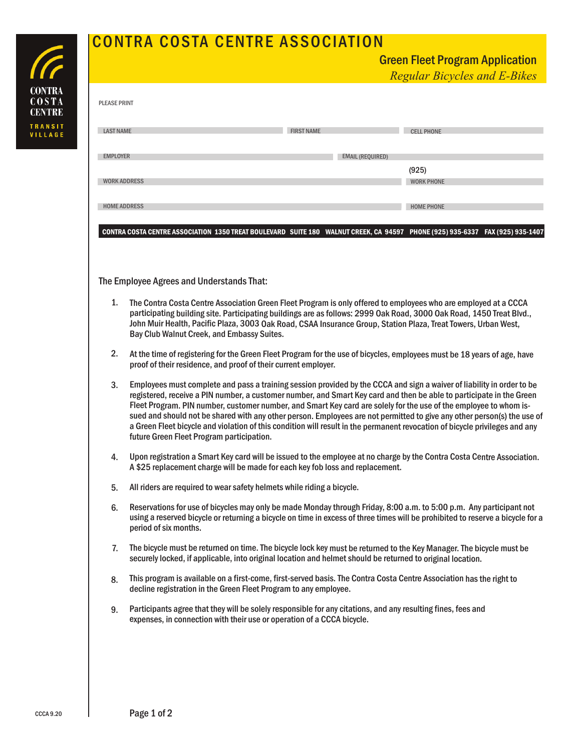CONTRA COSTA CENTRE TRANSIT VILLAGE

# CONTRA COSTA CENTRE ASSOCIATION

## Green Fleet Program Application

*Regular Bicycles and E-Bikes*

PLEASE PRINT

| LAST NAME | FIRST NAME | CELL PHONE |
|---|---|---|
| EMPLOYER | EMAIL (REQUIRED) | |
| WORK ADDRESS | | (925) WORK PHONE |
| HOME ADDRESS | | HOME PHONE |

**CONTRA COSTA CENTRE ASSOCIATION 1350 TREAT BOULEVARD SUITE 180 WALNUT CREEK, CA 94597 PHONE (925) 935-6337 FAX (925) 935-1407**

### The Employee Agrees and Understands That:

1. The Contra Costa Centre Association Green Fleet Program is only offered to employees who are employed at a CCCA participating building site. Participating buildings are as follows: 2999 Oak Road, 3000 Oak Road, 1450 Treat Blvd., John Muir Health, Pacific Plaza, 3003 Oak Road, CSAA Insurance Group, Station Plaza, Treat Towers, Urban West, Bay Club Walnut Creek, and Embassy Suites.

2. At the time of registering for the Green Fleet Program for the use of bicycles, employees must be 18 years of age, have proof of their residence, and proof of their current employer.

3. Employees must complete and pass a training session provided by the CCCA and sign a waiver of liability in order to be registered, receive a PIN number, a customer number, and Smart Key card and then be able to participate in the Green Fleet Program. PIN number, customer number, and Smart Key card are solely for the use of the employee to whom issued and should not be shared with any other person. Employees are not permitted to give any other person(s) the use of a Green Fleet bicycle and violation of this condition will result in the permanent revocation of bicycle privileges and any future Green Fleet Program participation.

4. Upon registration a Smart Key card will be issued to the employee at no charge by the Contra Costa Centre Association. A $25 replacement charge will be made for each key fob loss and replacement.

5. All riders are required to wear safety helmets while riding a bicycle.

6. Reservations for use of bicycles may only be made Monday through Friday, 8:00 a.m. to 5:00 p.m. Any participant not using a reserved bicycle or returning a bicycle on time in excess of three times will be prohibited to reserve a bicycle for a period of six months.

7. The bicycle must be returned on time. The bicycle lock key must be returned to the Key Manager. The bicycle must be securely locked, if applicable, into original location and helmet should be returned to original location.

8. This program is available on a first-come, first-served basis. The Contra Costa Centre Association has the right to decline registration in the Green Fleet Program to any employee.

9. Participants agree that they will be solely responsible for any citations, and any resulting fines, fees and expenses, in connection with their use or operation of a CCCA bicycle.

CCCA 9.20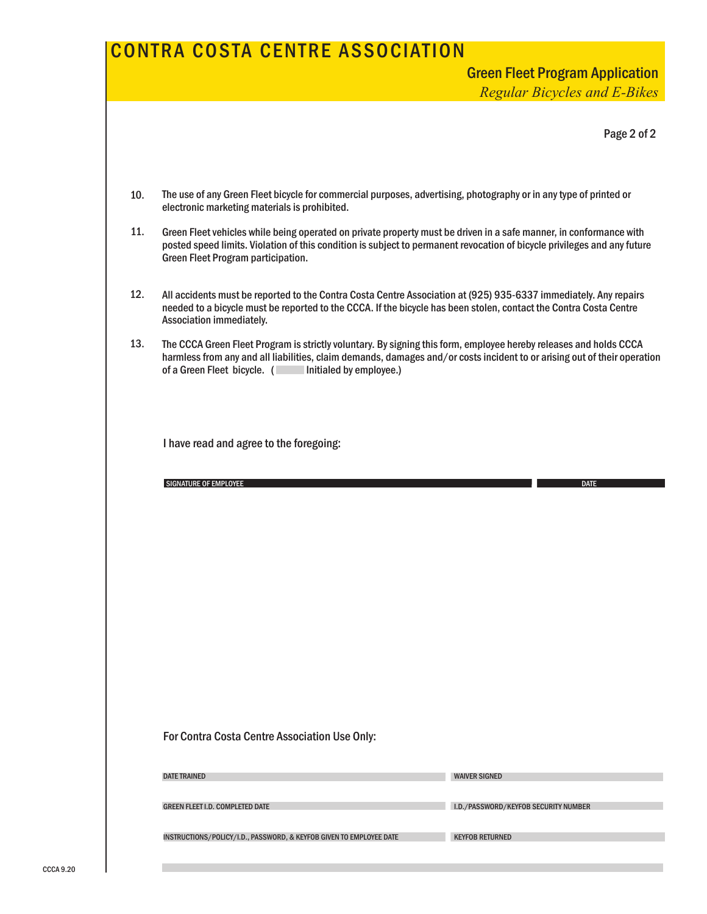# CONTRA COSTA CENTRE ASSOCIATION

## Green Fleet Program Application

*Regular Bicycles and E-Bikes*

10. The use of any Green Fleet bicycle for commercial purposes, advertising, photography or in any type of printed or electronic marketing materials is prohibited.

11. Green Fleet vehicles while being operated on private property must be driven in a safe manner, in conformance with posted speed limits. Violation of this condition is subject to permanent revocation of bicycle privileges and any future Green Fleet Program participation.

12. All accidents must be reported to the Contra Costa Centre Association at (925) 935-6337 immediately. Any repairs needed to a bicycle must be reported to the CCCA. If the bicycle has been stolen, contact the Contra Costa Centre Association immediately.

13. The CCCA Green Fleet Program is strictly voluntary. By signing this form, employee hereby releases and holds CCCA harmless from any and all liabilities, claim demands, damages and/or costs incident to or arising out of their operation of a Green Fleet bicycle. ( ______ Initialed by employee.)

I have read and agree to the foregoing:

| SIGNATURE OF EMPLOYEE | DATE |
|---|---|
| | |

For Contra Costa Centre Association Use Only:

| | |
|---|---|
| DATE TRAINED | WAIVER SIGNED |
| GREEN FLEET I.D. COMPLETED DATE | I.D./PASSWORD/KEYFOB SECURITY NUMBER |
| INSTRUCTIONS/POLICY/I.D., PASSWORD, & KEYFOB GIVEN TO EMPLOYEE DATE | KEYFOB RETURNED |

CCCA 9.20